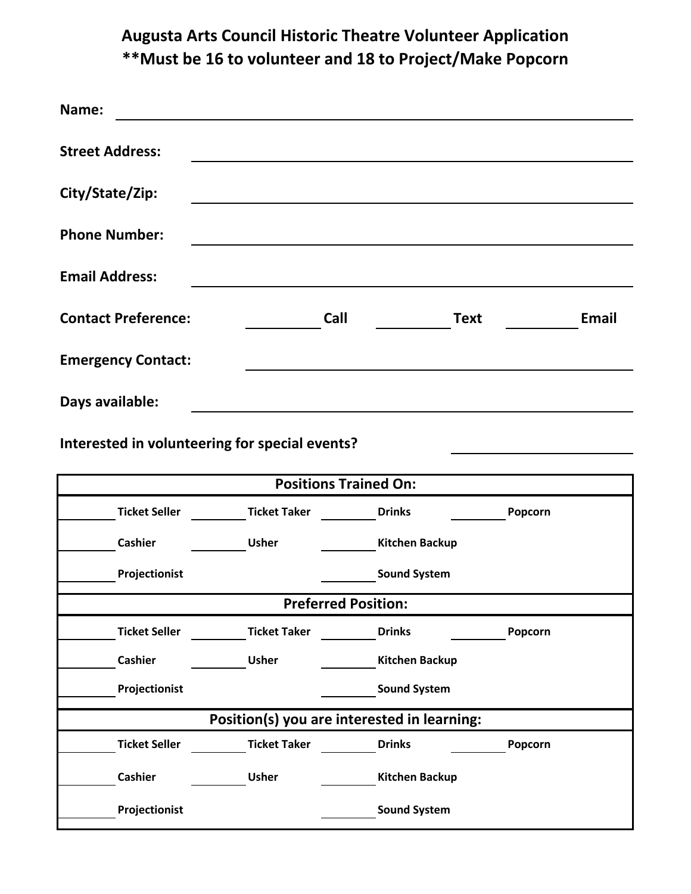# Augusta Arts Council Historic Theatre Volunteer Application
## **Must be 16 to volunteer and 18 to Project/Make Popcorn

**Name:** ______________________________

**Street Address:** ______________________________

**City/State/Zip:** ______________________________

**Phone Number:** ______________________________

**Email Address:** ______________________________

**Contact Preference:** ________ **Call** ________ **Text** ________ **Email**

**Emergency Contact:** ______________________________

**Days available:** ______________________________

**Interested in volunteering for special events?** ____________

| Positions Trained On: | | | |
|---|---|---|---|
| ________ **Ticket Seller** | ________ **Ticket Taker** | ________ **Drinks** | ________ **Popcorn** |
| ________ **Cashier** | ________ **Usher** | ________ **Kitchen Backup** | |
| ________ **Projectionist** | | ________ **Sound System** | |
| **Preferred Position:** | | | |
| ________ **Ticket Seller** | ________ **Ticket Taker** | ________ **Drinks** | ________ **Popcorn** |
| ________ **Cashier** | ________ **Usher** | ________ **Kitchen Backup** | |
| ________ **Projectionist** | | ________ **Sound System** | |
| **Position(s) you are interested in learning:** | | | |
| ________ **Ticket Seller** | ________ **Ticket Taker** | ________ **Drinks** | ________ **Popcorn** |
| ________ **Cashier** | ________ **Usher** | ________ **Kitchen Backup** | |
| ________ **Projectionist** | | ________ **Sound System** | |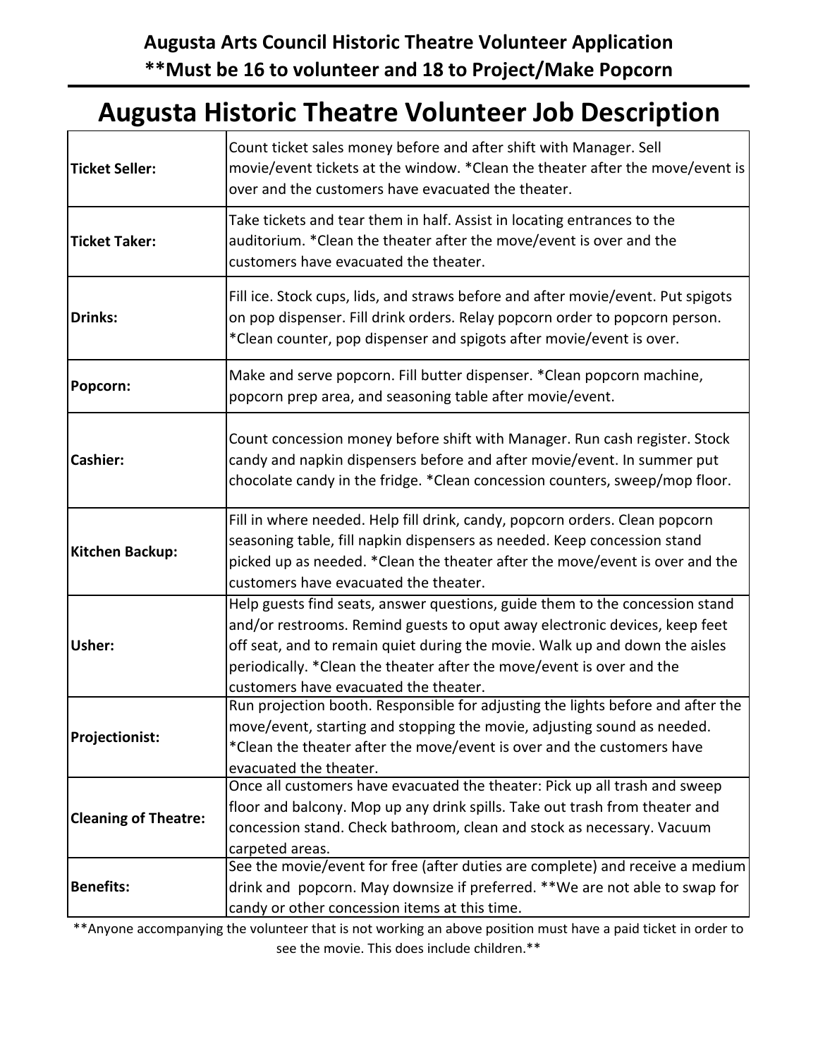**Augusta Arts Council Historic Theatre Volunteer Application**
****Must be 16 to volunteer and 18 to Project/Make Popcorn**

# Augusta Historic Theatre Volunteer Job Description

| | |
|---|---|
| **Ticket Seller:** | Count ticket sales money before and after shift with Manager. Sell movie/event tickets at the window. *Clean the theater after the move/event is over and the customers have evacuated the theater. |
| **Ticket Taker:** | Take tickets and tear them in half. Assist in locating entrances to the auditorium. *Clean the theater after the move/event is over and the customers have evacuated the theater. |
| **Drinks:** | Fill ice. Stock cups, lids, and straws before and after movie/event. Put spigots on pop dispenser. Fill drink orders. Relay popcorn order to popcorn person. *Clean counter, pop dispenser and spigots after movie/event is over. |
| **Popcorn:** | Make and serve popcorn. Fill butter dispenser. *Clean popcorn machine, popcorn prep area, and seasoning table after movie/event. |
| **Cashier:** | Count concession money before shift with Manager. Run cash register. Stock candy and napkin dispensers before and after movie/event. In summer put chocolate candy in the fridge. *Clean concession counters, sweep/mop floor. |
| **Kitchen Backup:** | Fill in where needed. Help fill drink, candy, popcorn orders. Clean popcorn seasoning table, fill napkin dispensers as needed. Keep concession stand picked up as needed. *Clean the theater after the move/event is over and the customers have evacuated the theater. |
| **Usher:** | Help guests find seats, answer questions, guide them to the concession stand and/or restrooms. Remind guests to oput away electronic devices, keep feet off seat, and to remain quiet during the movie. Walk up and down the aisles periodically. *Clean the theater after the move/event is over and the customers have evacuated the theater. |
| **Projectionist:** | Run projection booth. Responsible for adjusting the lights before and after the move/event, starting and stopping the movie, adjusting sound as needed. *Clean the theater after the move/event is over and the customers have evacuated the theater. |
| **Cleaning of Theatre:** | Once all customers have evacuated the theater: Pick up all trash and sweep floor and balcony. Mop up any drink spills. Take out trash from theater and concession stand. Check bathroom, clean and stock as necessary. Vacuum carpeted areas. |
| **Benefits:** | See the movie/event for free (after duties are complete) and receive a medium drink and popcorn. May downsize if preferred. **We are not able to swap for candy or other concession items at this time. |

**Anyone accompanying the volunteer that is not working an above position must have a paid ticket in order to see the movie. This does include children.**